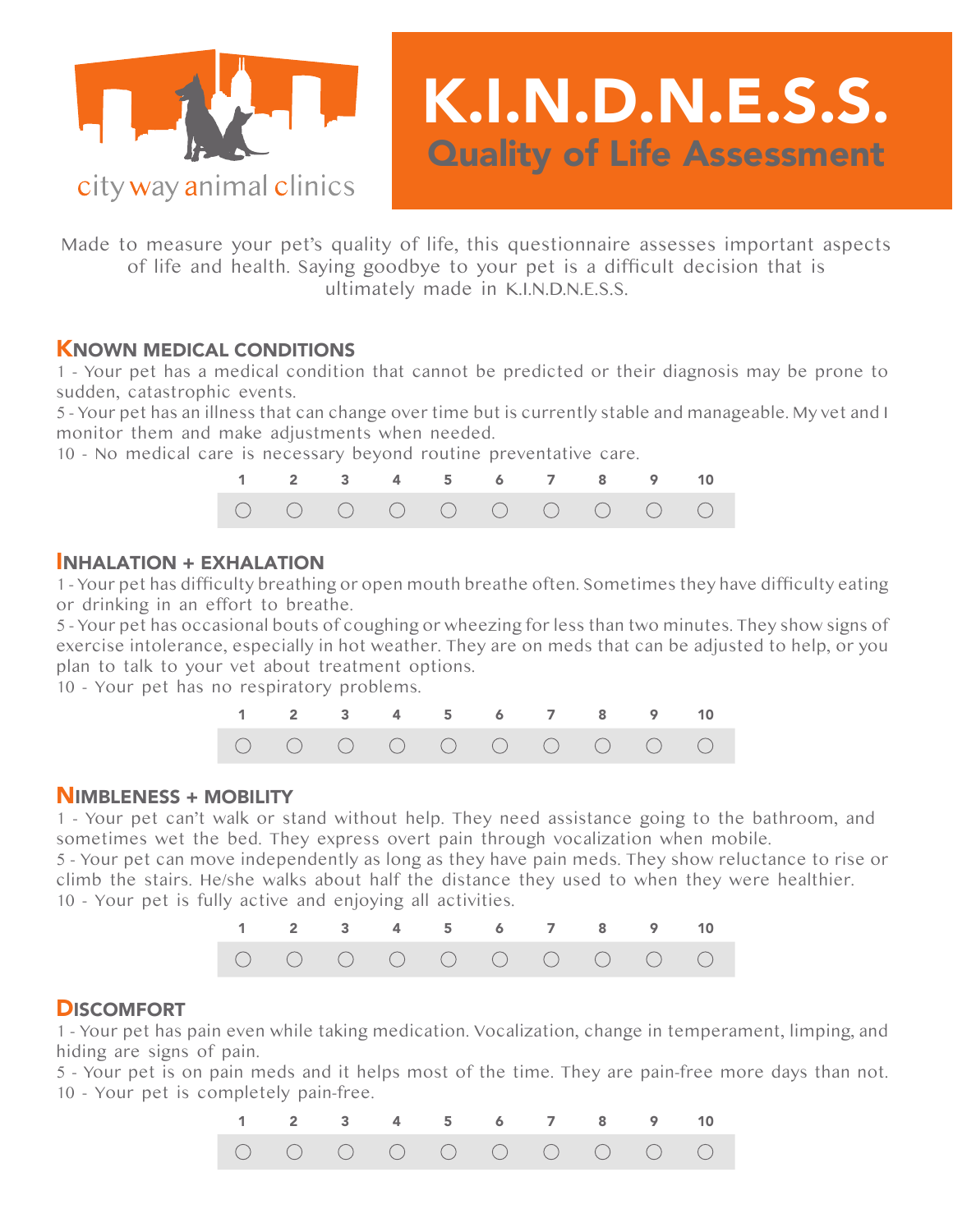city way animal clinics

# K.I.N.D.N.E.S.S.

## Quality of Life Assessment

Made to measure your pet's quality of life, this questionnaire assesses important aspects of life and health. Saying goodbye to your pet is a difficult decision that is ultimately made in K.I.N.D.N.E.S.S.

### KNOWN MEDICAL CONDITIONS

1 - Your pet has a medical condition that cannot be predicted or their diagnosis may be prone to sudden, catastrophic events.

5 - Your pet has an illness that can change over time but is currently stable and manageable. My vet and I monitor them and make adjustments when needed.

10 - No medical care is necessary beyond routine preventative care.

| 1 | 2 | 3 | 4 | 5 | 6 | 7 | 8 | 9 | 10 |
|---|---|---|---|---|---|---|---|---|---|
| ○ | ○ | ○ | ○ | ○ | ○ | ○ | ○ | ○ | ○ |

### INHALATION + EXHALATION

1 - Your pet has difficulty breathing or open mouth breathe often. Sometimes they have difficulty eating or drinking in an effort to breathe.

5 - Your pet has occasional bouts of coughing or wheezing for less than two minutes. They show signs of exercise intolerance, especially in hot weather. They are on meds that can be adjusted to help, or you plan to talk to your vet about treatment options.

10 - Your pet has no respiratory problems.

| 1 | 2 | 3 | 4 | 5 | 6 | 7 | 8 | 9 | 10 |
|---|---|---|---|---|---|---|---|---|---|
| ○ | ○ | ○ | ○ | ○ | ○ | ○ | ○ | ○ | ○ |

### NIMBLENESS + MOBILITY

1 - Your pet can't walk or stand without help. They need assistance going to the bathroom, and sometimes wet the bed. They express overt pain through vocalization when mobile.

5 - Your pet can move independently as long as they have pain meds. They show reluctance to rise or climb the stairs. He/she walks about half the distance they used to when they were healthier.

10 - Your pet is fully active and enjoying all activities.

| 1 | 2 | 3 | 4 | 5 | 6 | 7 | 8 | 9 | 10 |
|---|---|---|---|---|---|---|---|---|---|
| ○ | ○ | ○ | ○ | ○ | ○ | ○ | ○ | ○ | ○ |

### DISCOMFORT

1 - Your pet has pain even while taking medication. Vocalization, change in temperament, limping, and hiding are signs of pain.

5 - Your pet is on pain meds and it helps most of the time. They are pain-free more days than not.

10 - Your pet is completely pain-free.

| 1 | 2 | 3 | 4 | 5 | 6 | 7 | 8 | 9 | 10 |
|---|---|---|---|---|---|---|---|---|---|
| ○ | ○ | ○ | ○ | ○ | ○ | ○ | ○ | ○ | ○ |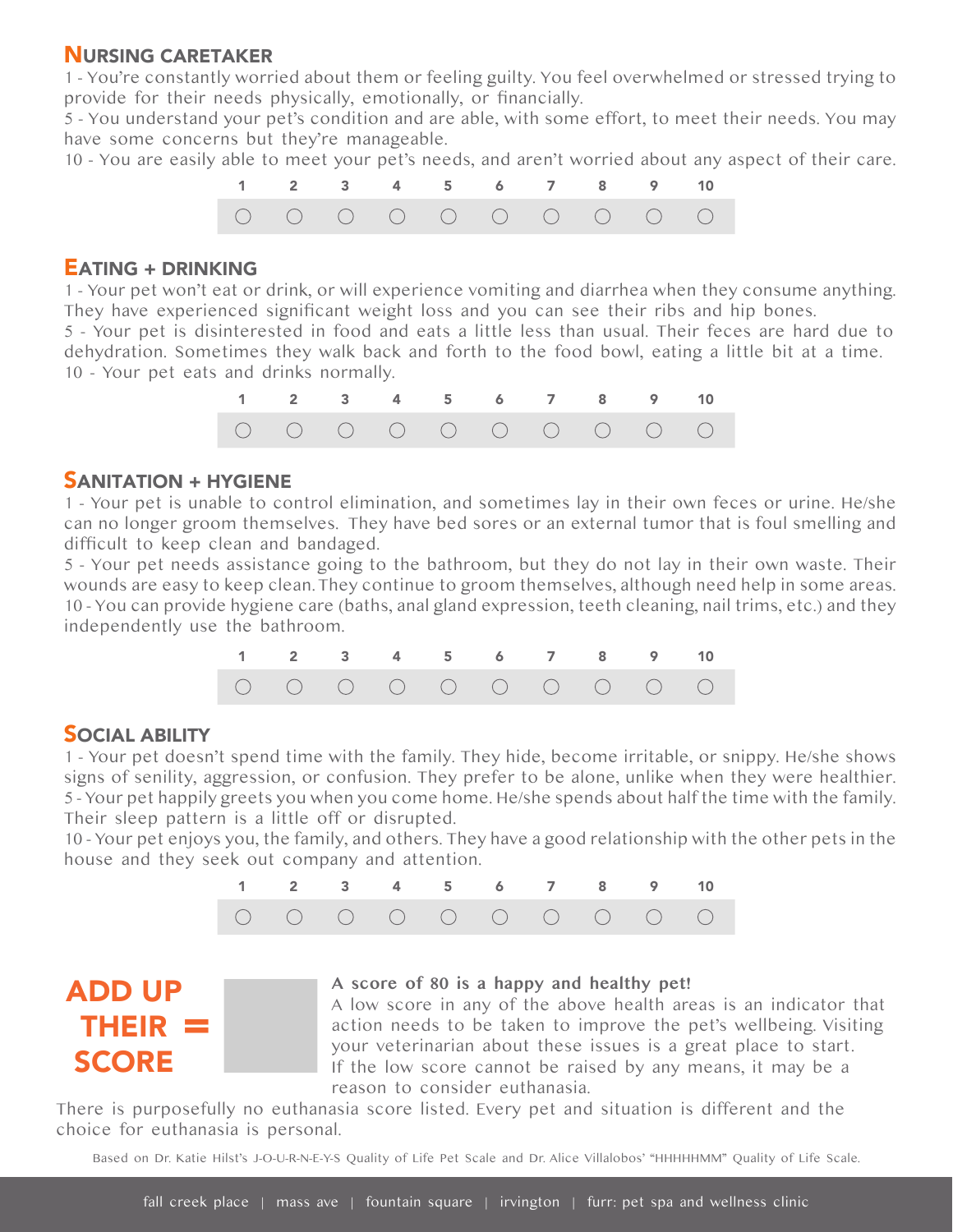## NURSING CARETAKER

1 - You're constantly worried about them or feeling guilty. You feel overwhelmed or stressed trying to provide for their needs physically, emotionally, or financially.
5 - You understand your pet's condition and are able, with some effort, to meet their needs. You may have some concerns but they're manageable.
10 - You are easily able to meet your pet's needs, and aren't worried about any aspect of their care.

| 1 | 2 | 3 | 4 | 5 | 6 | 7 | 8 | 9 | 10 |
|---|---|---|---|---|---|---|---|---|---|
| ○ | ○ | ○ | ○ | ○ | ○ | ○ | ○ | ○ | ○ |

## EATING + DRINKING

1 - Your pet won't eat or drink, or will experience vomiting and diarrhea when they consume anything. They have experienced significant weight loss and you can see their ribs and hip bones.
5 - Your pet is disinterested in food and eats a little less than usual. Their feces are hard due to dehydration. Sometimes they walk back and forth to the food bowl, eating a little bit at a time.
10 - Your pet eats and drinks normally.

| 1 | 2 | 3 | 4 | 5 | 6 | 7 | 8 | 9 | 10 |
|---|---|---|---|---|---|---|---|---|---|
| ○ | ○ | ○ | ○ | ○ | ○ | ○ | ○ | ○ | ○ |

## SANITATION + HYGIENE

1 - Your pet is unable to control elimination, and sometimes lay in their own feces or urine. He/she can no longer groom themselves. They have bed sores or an external tumor that is foul smelling and difficult to keep clean and bandaged.
5 - Your pet needs assistance going to the bathroom, but they do not lay in their own waste. Their wounds are easy to keep clean. They continue to groom themselves, although need help in some areas.
10 - You can provide hygiene care (baths, anal gland expression, teeth cleaning, nail trims, etc.) and they independently use the bathroom.

| 1 | 2 | 3 | 4 | 5 | 6 | 7 | 8 | 9 | 10 |
|---|---|---|---|---|---|---|---|---|---|
| ○ | ○ | ○ | ○ | ○ | ○ | ○ | ○ | ○ | ○ |

## SOCIAL ABILITY

1 - Your pet doesn't spend time with the family. They hide, become irritable, or snippy. He/she shows signs of senility, aggression, or confusion. They prefer to be alone, unlike when they were healthier.
5 - Your pet happily greets you when you come home. He/she spends about half the time with the family. Their sleep pattern is a little off or disrupted.
10 - Your pet enjoys you, the family, and others. They have a good relationship with the other pets in the house and they seek out company and attention.

| 1 | 2 | 3 | 4 | 5 | 6 | 7 | 8 | 9 | 10 |
|---|---|---|---|---|---|---|---|---|---|
| ○ | ○ | ○ | ○ | ○ | ○ | ○ | ○ | ○ | ○ |

## ADD UP THEIR SCORE =

**A score of 80 is a happy and healthy pet!**
A low score in any of the above health areas is an indicator that action needs to be taken to improve the pet's wellbeing. Visiting your veterinarian about these issues is a great place to start. If the low score cannot be raised by any means, it may be a reason to consider euthanasia.

There is purposefully no euthanasia score listed. Every pet and situation is different and the choice for euthanasia is personal.

Based on Dr. Katie Hilst's J-O-U-R-N-E-Y-S Quality of Life Pet Scale and Dr. Alice Villalobos' "HHHHHMM" Quality of Life Scale.

fall creek place | mass ave | fountain square | irvington | furr: pet spa and wellness clinic